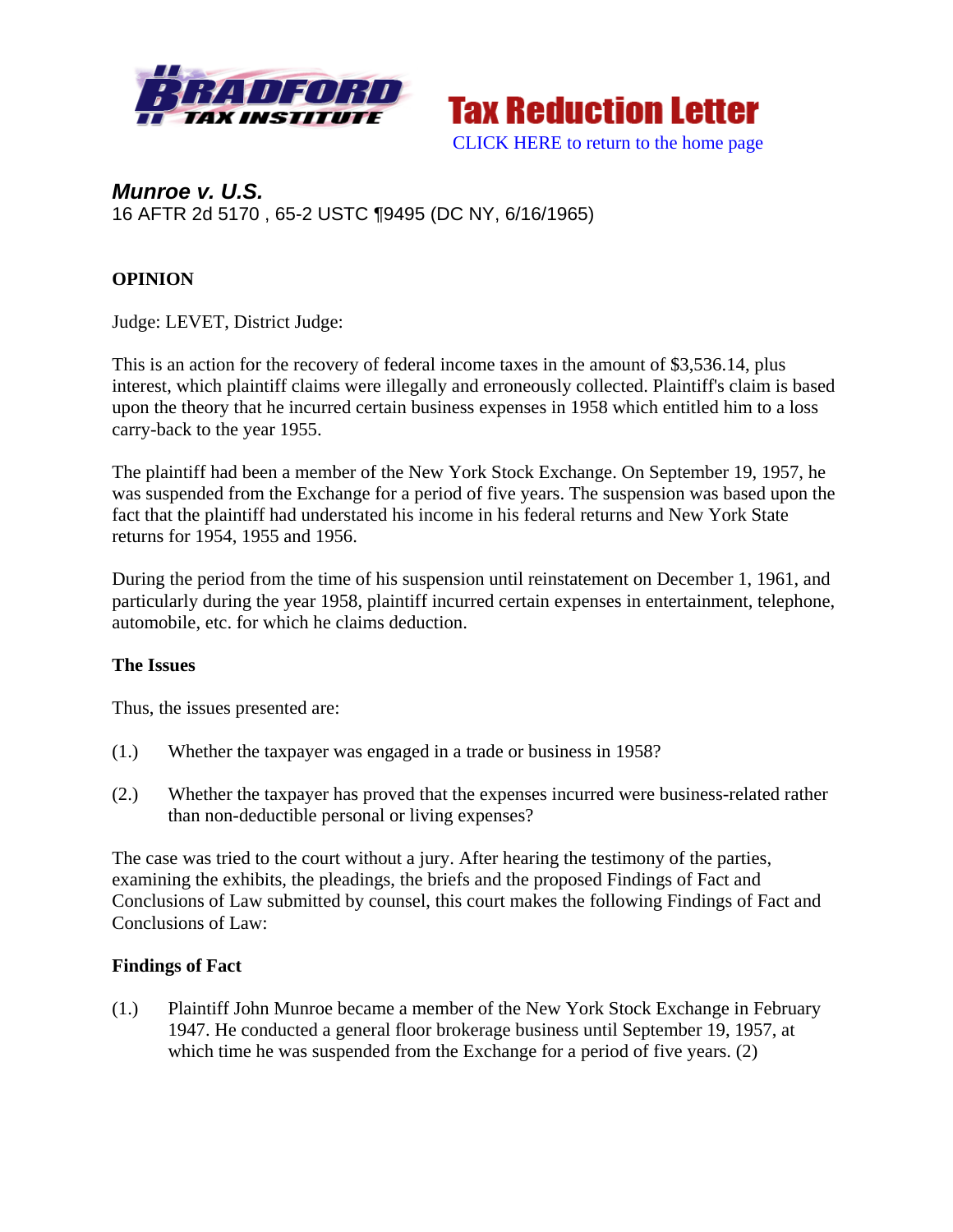# Munroe v. U.S.

16 AFTR 2d 5170 , 65-2 USTC ¶9495 (DC NY, 6/16/1965)

## OPINION

Judge: LEVET, District Judge:

This is an action for the recovery of federal income taxes in the amount of $3,536.14, plus interest, which plaintiff claims were illegally and erroneously collected. Plaintiff's claim is based upon the theory that he incurred certain business expenses in 1958 which entitled him to a loss carry-back to the year 1955.

The plaintiff had been a member of the New York Stock Exchange. On September 19, 1957, he was suspended from the Exchange for a period of five years. The suspension was based upon the fact that the plaintiff had understated his income in his federal returns and New York State returns for 1954, 1955 and 1956.

During the period from the time of his suspension until reinstatement on December 1, 1961, and particularly during the year 1958, plaintiff incurred certain expenses in entertainment, telephone, automobile, etc. for which he claims deduction.

### The Issues

Thus, the issues presented are:

(1.) Whether the taxpayer was engaged in a trade or business in 1958?

(2.) Whether the taxpayer has proved that the expenses incurred were business-related rather than non-deductible personal or living expenses?

The case was tried to the court without a jury. After hearing the testimony of the parties, examining the exhibits, the pleadings, the briefs and the proposed Findings of Fact and Conclusions of Law submitted by counsel, this court makes the following Findings of Fact and Conclusions of Law:

### Findings of Fact

(1.) Plaintiff John Munroe became a member of the New York Stock Exchange in February 1947. He conducted a general floor brokerage business until September 19, 1957, at which time he was suspended from the Exchange for a period of five years. (2)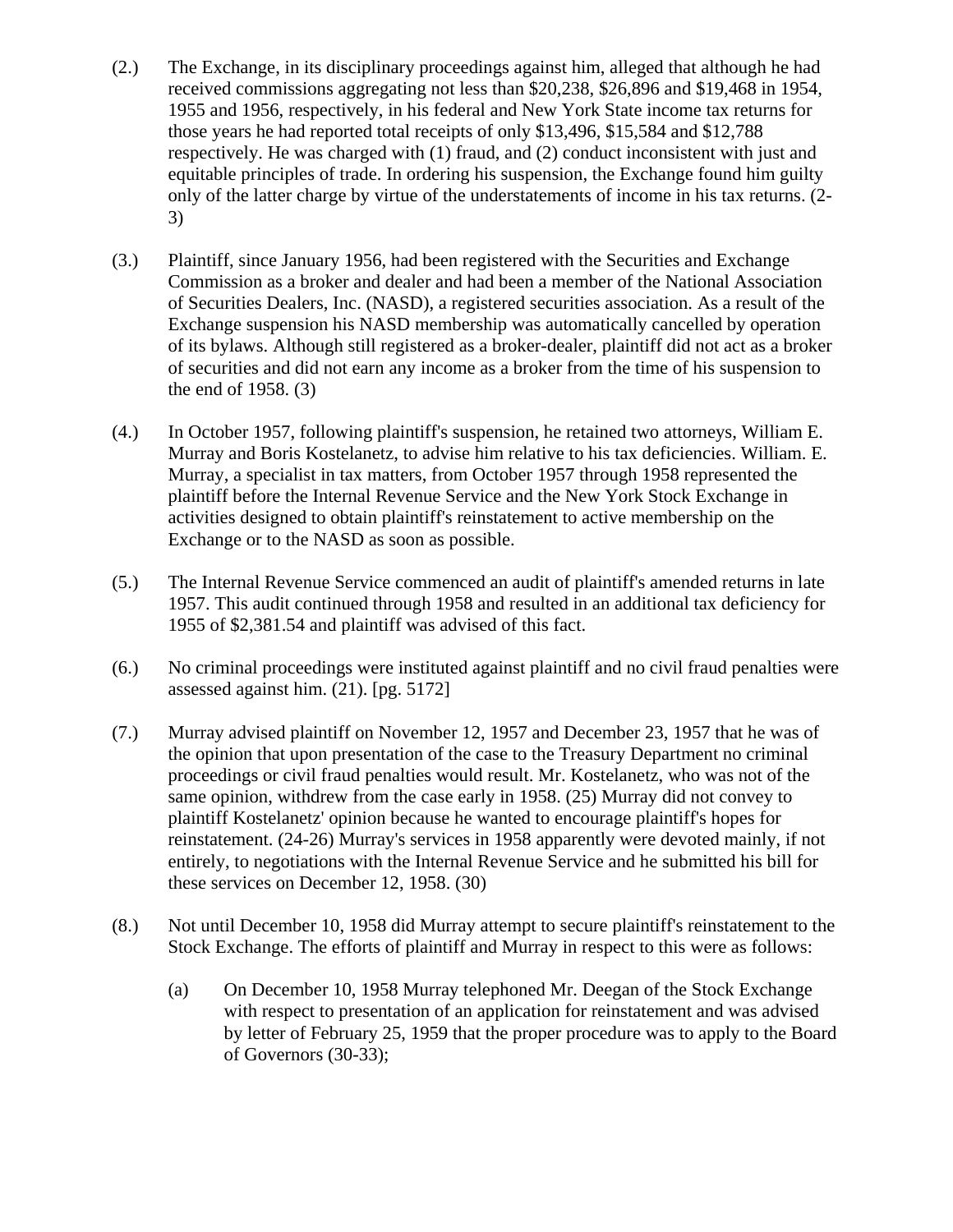(2.) The Exchange, in its disciplinary proceedings against him, alleged that although he had received commissions aggregating not less than $20,238, $26,896 and $19,468 in 1954, 1955 and 1956, respectively, in his federal and New York State income tax returns for those years he had reported total receipts of only $13,496, $15,584 and $12,788 respectively. He was charged with (1) fraud, and (2) conduct inconsistent with just and equitable principles of trade. In ordering his suspension, the Exchange found him guilty only of the latter charge by virtue of the understatements of income in his tax returns. (2-3)

(3.) Plaintiff, since January 1956, had been registered with the Securities and Exchange Commission as a broker and dealer and had been a member of the National Association of Securities Dealers, Inc. (NASD), a registered securities association. As a result of the Exchange suspension his NASD membership was automatically cancelled by operation of its bylaws. Although still registered as a broker-dealer, plaintiff did not act as a broker of securities and did not earn any income as a broker from the time of his suspension to the end of 1958. (3)

(4.) In October 1957, following plaintiff's suspension, he retained two attorneys, William E. Murray and Boris Kostelanetz, to advise him relative to his tax deficiencies. William. E. Murray, a specialist in tax matters, from October 1957 through 1958 represented the plaintiff before the Internal Revenue Service and the New York Stock Exchange in activities designed to obtain plaintiff's reinstatement to active membership on the Exchange or to the NASD as soon as possible.

(5.) The Internal Revenue Service commenced an audit of plaintiff's amended returns in late 1957. This audit continued through 1958 and resulted in an additional tax deficiency for 1955 of $2,381.54 and plaintiff was advised of this fact.

(6.) No criminal proceedings were instituted against plaintiff and no civil fraud penalties were assessed against him. (21). [pg. 5172]

(7.) Murray advised plaintiff on November 12, 1957 and December 23, 1957 that he was of the opinion that upon presentation of the case to the Treasury Department no criminal proceedings or civil fraud penalties would result. Mr. Kostelanetz, who was not of the same opinion, withdrew from the case early in 1958. (25) Murray did not convey to plaintiff Kostelanetz' opinion because he wanted to encourage plaintiff's hopes for reinstatement. (24-26) Murray's services in 1958 apparently were devoted mainly, if not entirely, to negotiations with the Internal Revenue Service and he submitted his bill for these services on December 12, 1958. (30)

(8.) Not until December 10, 1958 did Murray attempt to secure plaintiff's reinstatement to the Stock Exchange. The efforts of plaintiff and Murray in respect to this were as follows:

(a) On December 10, 1958 Murray telephoned Mr. Deegan of the Stock Exchange with respect to presentation of an application for reinstatement and was advised by letter of February 25, 1959 that the proper procedure was to apply to the Board of Governors (30-33);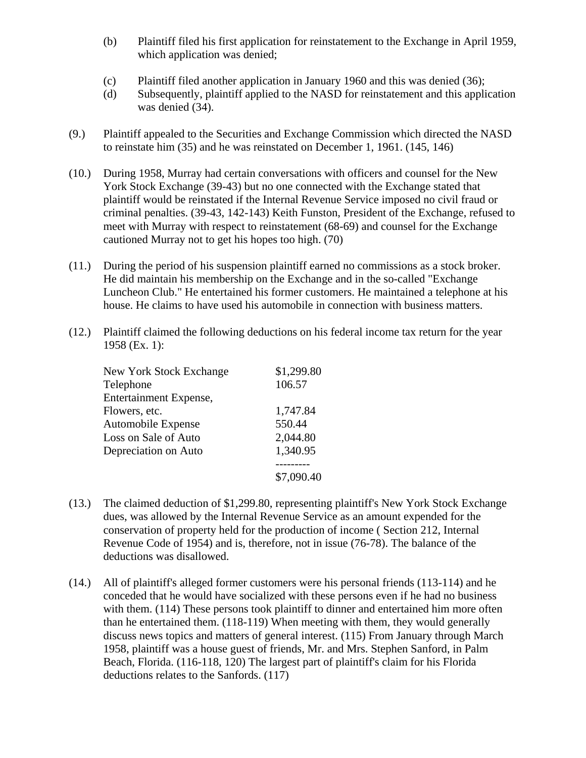(b) Plaintiff filed his first application for reinstatement to the Exchange in April 1959, which application was denied;

(c) Plaintiff filed another application in January 1960 and this was denied (36);

(d) Subsequently, plaintiff applied to the NASD for reinstatement and this application was denied (34).

(9.) Plaintiff appealed to the Securities and Exchange Commission which directed the NASD to reinstate him (35) and he was reinstated on December 1, 1961. (145, 146)

(10.) During 1958, Murray had certain conversations with officers and counsel for the New York Stock Exchange (39-43) but no one connected with the Exchange stated that plaintiff would be reinstated if the Internal Revenue Service imposed no civil fraud or criminal penalties. (39-43, 142-143) Keith Funston, President of the Exchange, refused to meet with Murray with respect to reinstatement (68-69) and counsel for the Exchange cautioned Murray not to get his hopes too high. (70)

(11.) During the period of his suspension plaintiff earned no commissions as a stock broker. He did maintain his membership on the Exchange and in the so-called "Exchange Luncheon Club." He entertained his former customers. He maintained a telephone at his house. He claims to have used his automobile in connection with business matters.

(12.) Plaintiff claimed the following deductions on his federal income tax return for the year 1958 (Ex. 1):

| | |
|---|---|
| New York Stock Exchange | $1,299.80 |
| Telephone | 106.57 |
| Entertainment Expense, Flowers, etc. | 1,747.84 |
| Automobile Expense | 550.44 |
| Loss on Sale of Auto | 2,044.80 |
| Depreciation on Auto | 1,340.95 |
| | --------- |
| | $7,090.40 |

(13.) The claimed deduction of $1,299.80, representing plaintiff's New York Stock Exchange dues, was allowed by the Internal Revenue Service as an amount expended for the conservation of property held for the production of income ( Section 212, Internal Revenue Code of 1954) and is, therefore, not in issue (76-78). The balance of the deductions was disallowed.

(14.) All of plaintiff's alleged former customers were his personal friends (113-114) and he conceded that he would have socialized with these persons even if he had no business with them. (114) These persons took plaintiff to dinner and entertained him more often than he entertained them. (118-119) When meeting with them, they would generally discuss news topics and matters of general interest. (115) From January through March 1958, plaintiff was a house guest of friends, Mr. and Mrs. Stephen Sanford, in Palm Beach, Florida. (116-118, 120) The largest part of plaintiff's claim for his Florida deductions relates to the Sanfords. (117)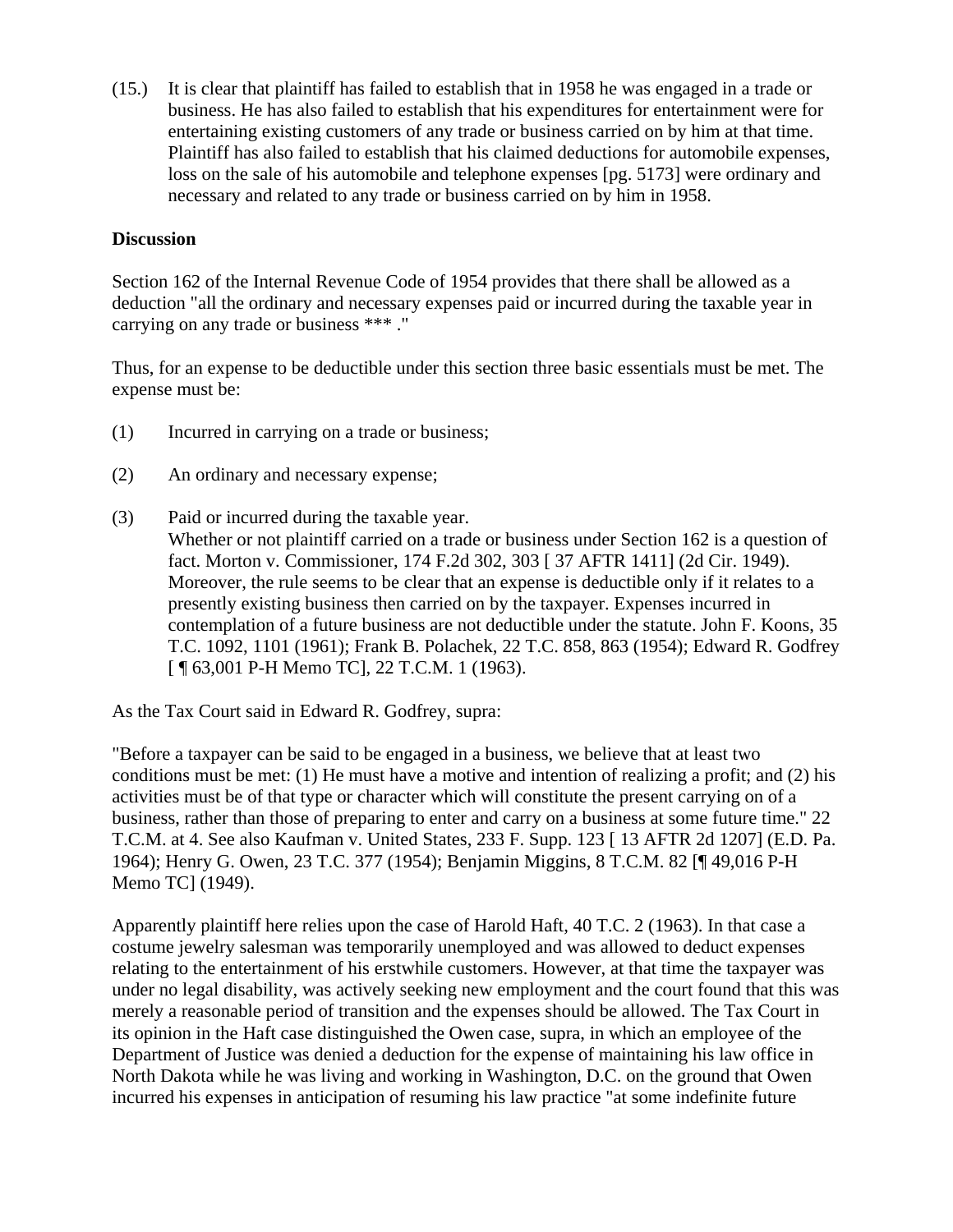(15.) It is clear that plaintiff has failed to establish that in 1958 he was engaged in a trade or business. He has also failed to establish that his expenditures for entertainment were for entertaining existing customers of any trade or business carried on by him at that time. Plaintiff has also failed to establish that his claimed deductions for automobile expenses, loss on the sale of his automobile and telephone expenses [pg. 5173] were ordinary and necessary and related to any trade or business carried on by him in 1958.

**Discussion**

Section 162 of the Internal Revenue Code of 1954 provides that there shall be allowed as a deduction "all the ordinary and necessary expenses paid or incurred during the taxable year in carrying on any trade or business *** ."

Thus, for an expense to be deductible under this section three basic essentials must be met. The expense must be:

(1) Incurred in carrying on a trade or business;

(2) An ordinary and necessary expense;

(3) Paid or incurred during the taxable year.
Whether or not plaintiff carried on a trade or business under Section 162 is a question of fact. Morton v. Commissioner, 174 F.2d 302, 303 [ 37 AFTR 1411] (2d Cir. 1949). Moreover, the rule seems to be clear that an expense is deductible only if it relates to a presently existing business then carried on by the taxpayer. Expenses incurred in contemplation of a future business are not deductible under the statute. John F. Koons, 35 T.C. 1092, 1101 (1961); Frank B. Polachek, 22 T.C. 858, 863 (1954); Edward R. Godfrey [ ¶ 63,001 P-H Memo TC], 22 T.C.M. 1 (1963).

As the Tax Court said in Edward R. Godfrey, supra:

"Before a taxpayer can be said to be engaged in a business, we believe that at least two conditions must be met: (1) He must have a motive and intention of realizing a profit; and (2) his activities must be of that type or character which will constitute the present carrying on of a business, rather than those of preparing to enter and carry on a business at some future time." 22 T.C.M. at 4. See also Kaufman v. United States, 233 F. Supp. 123 [ 13 AFTR 2d 1207] (E.D. Pa. 1964); Henry G. Owen, 23 T.C. 377 (1954); Benjamin Miggins, 8 T.C.M. 82 [¶ 49,016 P-H Memo TC] (1949).

Apparently plaintiff here relies upon the case of Harold Haft, 40 T.C. 2 (1963). In that case a costume jewelry salesman was temporarily unemployed and was allowed to deduct expenses relating to the entertainment of his erstwhile customers. However, at that time the taxpayer was under no legal disability, was actively seeking new employment and the court found that this was merely a reasonable period of transition and the expenses should be allowed. The Tax Court in its opinion in the Haft case distinguished the Owen case, supra, in which an employee of the Department of Justice was denied a deduction for the expense of maintaining his law office in North Dakota while he was living and working in Washington, D.C. on the ground that Owen incurred his expenses in anticipation of resuming his law practice "at some indefinite future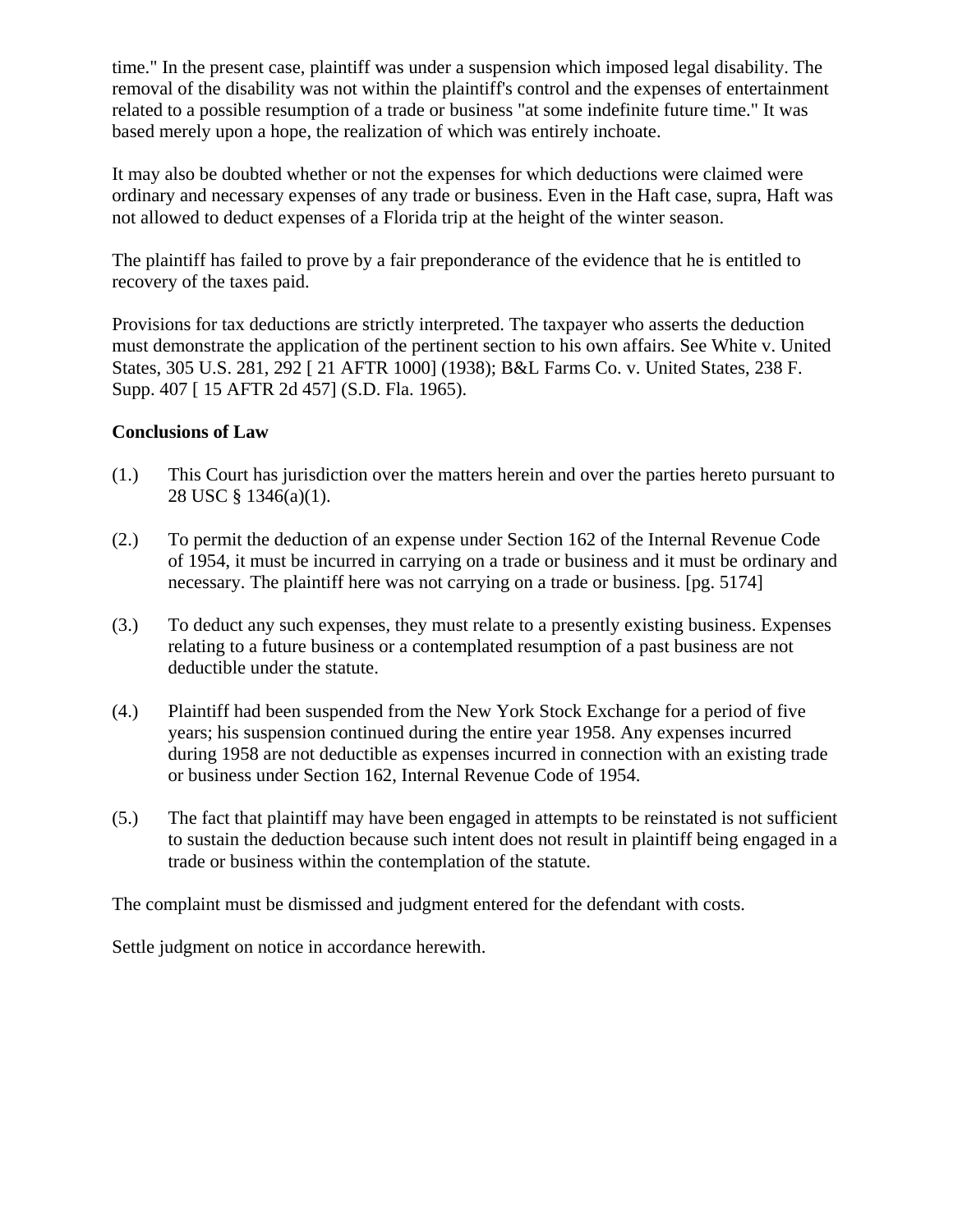time." In the present case, plaintiff was under a suspension which imposed legal disability. The removal of the disability was not within the plaintiff's control and the expenses of entertainment related to a possible resumption of a trade or business "at some indefinite future time." It was based merely upon a hope, the realization of which was entirely inchoate.

It may also be doubted whether or not the expenses for which deductions were claimed were ordinary and necessary expenses of any trade or business. Even in the Haft case, supra, Haft was not allowed to deduct expenses of a Florida trip at the height of the winter season.

The plaintiff has failed to prove by a fair preponderance of the evidence that he is entitled to recovery of the taxes paid.

Provisions for tax deductions are strictly interpreted. The taxpayer who asserts the deduction must demonstrate the application of the pertinent section to his own affairs. See White v. United States, 305 U.S. 281, 292 [ 21 AFTR 1000] (1938); B&L Farms Co. v. United States, 238 F. Supp. 407 [ 15 AFTR 2d 457] (S.D. Fla. 1965).

**Conclusions of Law**

(1.) This Court has jurisdiction over the matters herein and over the parties hereto pursuant to 28 USC § 1346(a)(1).

(2.) To permit the deduction of an expense under Section 162 of the Internal Revenue Code of 1954, it must be incurred in carrying on a trade or business and it must be ordinary and necessary. The plaintiff here was not carrying on a trade or business. [pg. 5174]

(3.) To deduct any such expenses, they must relate to a presently existing business. Expenses relating to a future business or a contemplated resumption of a past business are not deductible under the statute.

(4.) Plaintiff had been suspended from the New York Stock Exchange for a period of five years; his suspension continued during the entire year 1958. Any expenses incurred during 1958 are not deductible as expenses incurred in connection with an existing trade or business under Section 162, Internal Revenue Code of 1954.

(5.) The fact that plaintiff may have been engaged in attempts to be reinstated is not sufficient to sustain the deduction because such intent does not result in plaintiff being engaged in a trade or business within the contemplation of the statute.

The complaint must be dismissed and judgment entered for the defendant with costs.

Settle judgment on notice in accordance herewith.